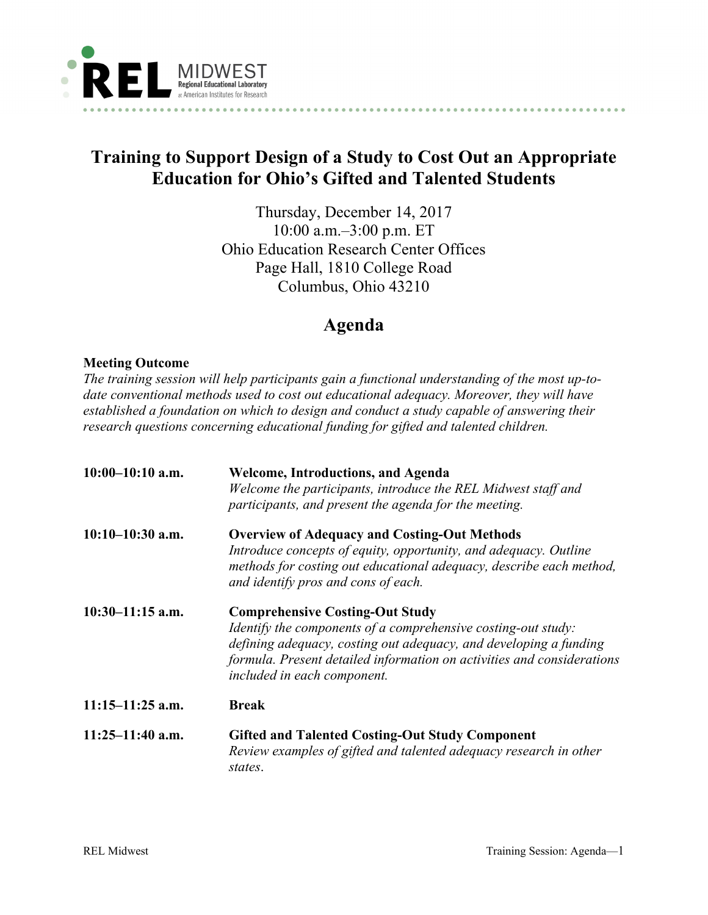# Training to Support Design of a Study to Cost Out an Appropriate Education for Ohio's Gifted and Talented Students

Thursday, December 14, 2017
10:00 a.m.–3:00 p.m. ET
Ohio Education Research Center Offices
Page Hall, 1810 College Road
Columbus, Ohio 43210

## Agenda

**Meeting Outcome**

*The training session will help participants gain a functional understanding of the most up-to-date conventional methods used to cost out educational adequacy. Moreover, they will have established a foundation on which to design and conduct a study capable of answering their research questions concerning educational funding for gifted and talented children.*

| | |
|---|---|
| **10:00–10:10 a.m.** | **Welcome, Introductions, and Agenda** *Welcome the participants, introduce the REL Midwest staff and participants, and present the agenda for the meeting.* |
| **10:10–10:30 a.m.** | **Overview of Adequacy and Costing-Out Methods** *Introduce concepts of equity, opportunity, and adequacy. Outline methods for costing out educational adequacy, describe each method, and identify pros and cons of each.* |
| **10:30–11:15 a.m.** | **Comprehensive Costing-Out Study** *Identify the components of a comprehensive costing-out study: defining adequacy, costing out adequacy, and developing a funding formula. Present detailed information on activities and considerations included in each component.* |
| **11:15–11:25 a.m.** | **Break** |
| **11:25–11:40 a.m.** | **Gifted and Talented Costing-Out Study Component** *Review examples of gifted and talented adequacy research in other states.* |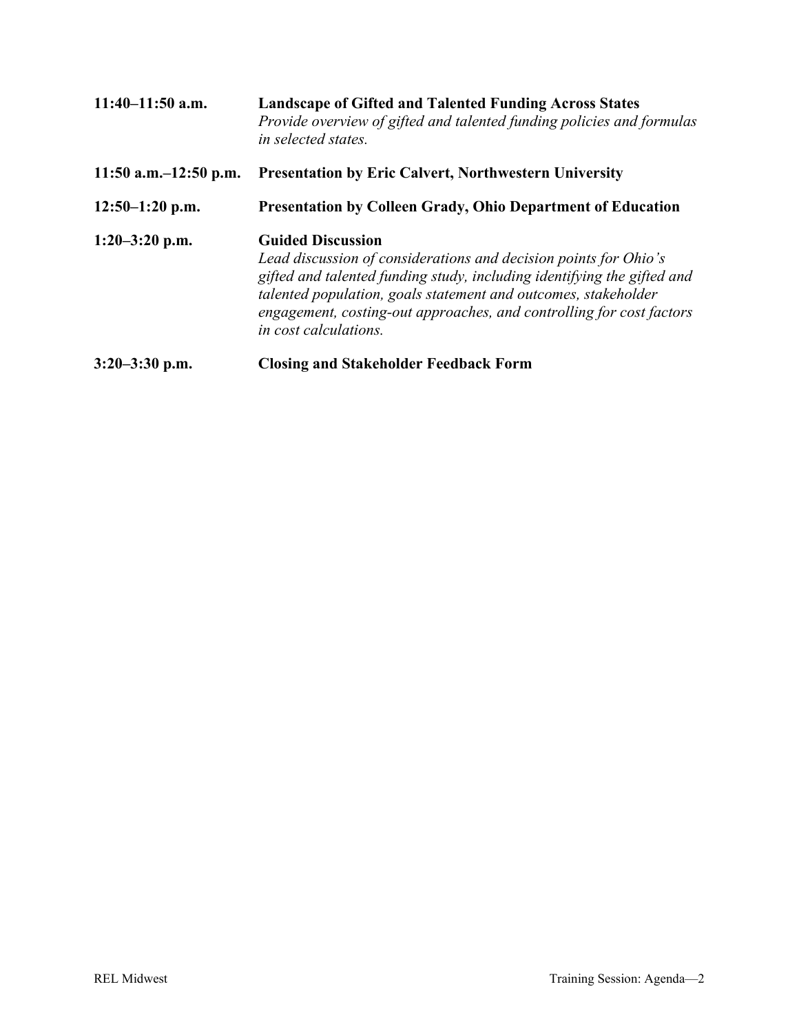| | |
|---|---|
| **11:40–11:50 a.m.** | **Landscape of Gifted and Talented Funding Across States** *Provide overview of gifted and talented funding policies and formulas in selected states.* |
| **11:50 a.m.–12:50 p.m.** | **Presentation by Eric Calvert, Northwestern University** |
| **12:50–1:20 p.m.** | **Presentation by Colleen Grady, Ohio Department of Education** |
| **1:20–3:20 p.m.** | **Guided Discussion** *Lead discussion of considerations and decision points for Ohio's gifted and talented funding study, including identifying the gifted and talented population, goals statement and outcomes, stakeholder engagement, costing-out approaches, and controlling for cost factors in cost calculations.* |
| **3:20–3:30 p.m.** | **Closing and Stakeholder Feedback Form** |